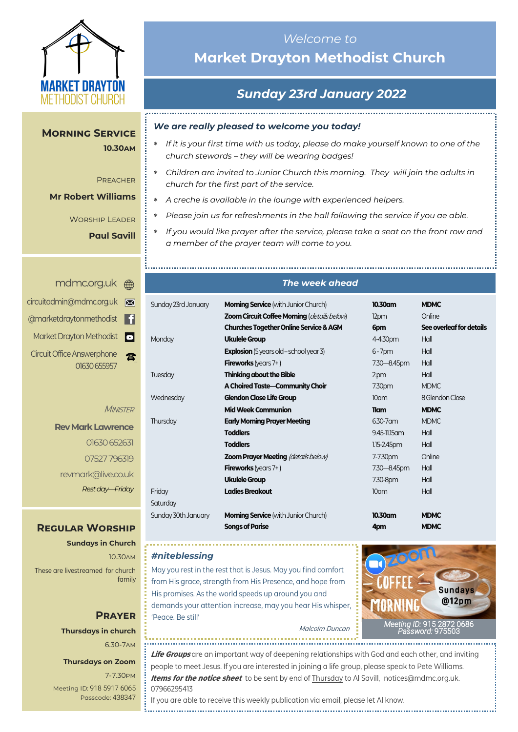MARKET DRAYTON METHODIST CHURCH

# *Welcome to* Market Drayton Methodist Church

## *Sunday 23rd January 2022*

***We are really pleased to welcome you today!***

- *If it is your first time with us today, please do make yourself known to one of the church stewards – they will be wearing badges!*
- *Children are invited to Junior Church this morning. They will join the adults in church for the first part of the service.*
- *A creche is available in the lounge with experienced helpers.*
- *Please join us for refreshments in the hall following the service if you ae able.*
- *If you would like prayer after the service, please take a seat on the front row and a member of the prayer team will come to you.*

## Morning Service

**10.30am**

Preacher

**Mr Robert Williams**

Worship Leader

**Paul Savill**

mdmc.org.uk

circuitadmin@mdmc.org.uk

@marketdraytonmethodist

Market Drayton Methodist

Circuit Office Answerphone 01630 655957

*Minister*

**Rev Mark Lawrence**

01630 652631

07527 796319

revmark@live.co.uk

*Rest day—Friday*

## *The week ahead*

| | | | |
|---|---|---|---|
| Sunday 23rd January | **Morning Service** (with Junior Church) | **10.30am** | **MDMC** |
| | **Zoom Circuit Coffee Morning** *(details below)* | 12pm | Online |
| | **Churches Together Online Service & AGM** | **6pm** | **See overleaf for details** |
| Monday | **Ukulele Group** | 4-4.30pm | Hall |
| | **Explosion** (5 years old – school year 3) | 6 - 7pm | Hall |
| | **Fireworks** (years 7+) | 7.30—8.45pm | Hall |
| Tuesday | **Thinking about the Bible** | 2pm | Hall |
| | **A Choired Taste—Community Choir** | 7.30pm | MDMC |
| Wednesday | **Glendon Close Life Group** | 10am | 8 Glendon Close |
| | **Mid Week Communion** | **11am** | **MDMC** |
| Thursday | **Early Morning Prayer Meeting** | 6.30-7am | MDMC |
| | **Toddlers** | 9.45-11.15am | Hall |
| | **Toddlers** | 1.15-2.45pm | Hall |
| | **Zoom Prayer Meeting** *(details below)* | 7-7.30pm | Online |
| | **Fireworks** (years 7+) | 7.30—8.45pm | Hall |
| | **Ukulele Group** | 7.30-8pm | Hall |
| Friday | **Ladies Breakout** | 10am | Hall |
| Saturday | | | |
| Sunday 30th January | **Morning Service** (with Junior Church) | **10.30am** | **MDMC** |
| | **Songs of Parise** | **4pm** | **MDMC** |

## Regular Worship

**Sundays in Church**

10.30am

These are livestreamed for church family

## Prayer

**Thursdays in church**

6.30-7am

**Thursdays on Zoom**

7-7.30pm

Meeting ID: 918 5917 6065

Passcode: 438347

### *#niteblessing*

May you rest in the rest that is Jesus. May you find comfort from His grace, strength from His Presence, and hope from His promises. As the world speeds up around you and demands your attention increase, may you hear His whisper, 'Peace. Be still'

*Malcolm Duncan*

zoom COFFEE MORNING Sundays @12pm

*Meeting ID: 915 2872 0686*
*Password: 975503*

***Life Groups*** are an important way of deepening relationships with God and each other, and inviting people to meet Jesus. If you are interested in joining a life group, please speak to Pete Williams.

***Items for the notice sheet*** to be sent by end of Thursday to Al Savill, notices@mdmc.org.uk. 07966295413

If you are able to receive this weekly publication via email, please let Al know.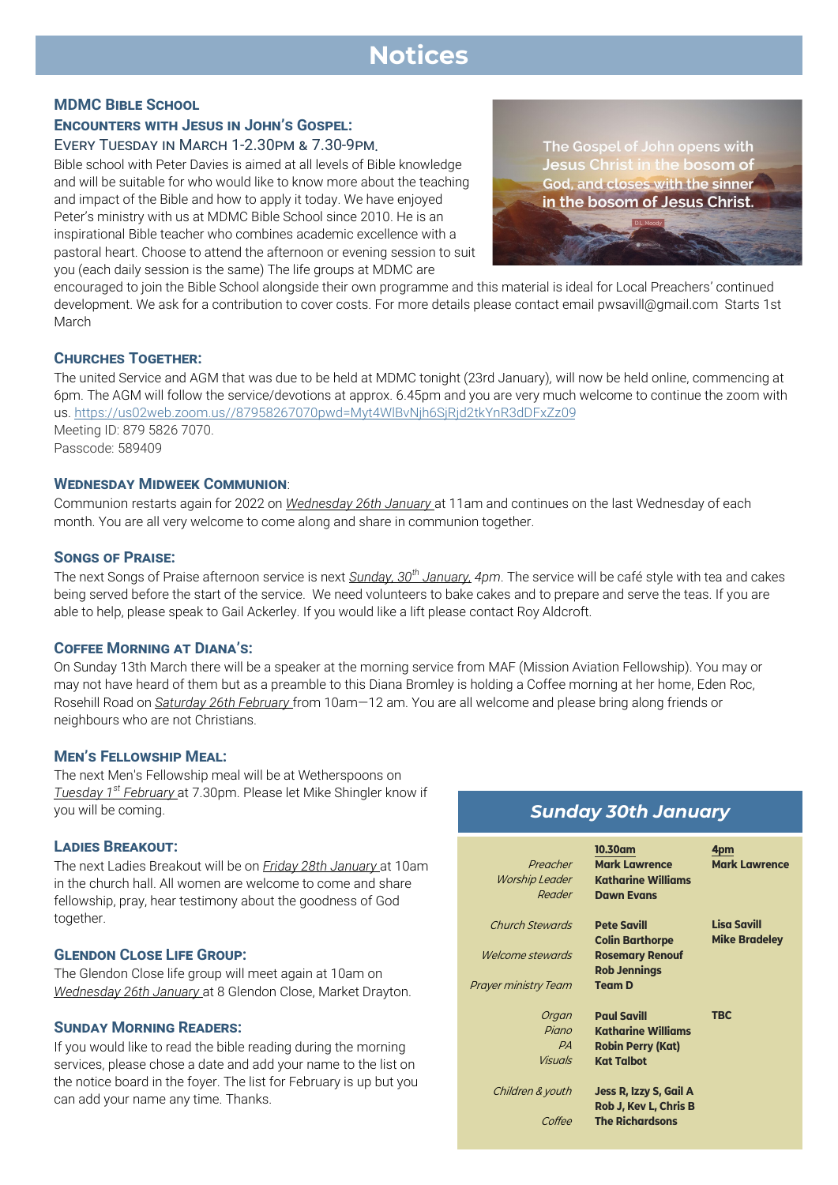# Notices

### MDMC Bible School

### Encounters with Jesus in John's Gospel:

Every Tuesday in March 1-2.30pm & 7.30-9pm.

Bible school with Peter Davies is aimed at all levels of Bible knowledge and will be suitable for who would like to know more about the teaching and impact of the Bible and how to apply it today. We have enjoyed Peter's ministry with us at MDMC Bible School since 2010. He is an inspirational Bible teacher who combines academic excellence with a pastoral heart. Choose to attend the afternoon or evening session to suit you (each daily session is the same) The life groups at MDMC are encouraged to join the Bible School alongside their own programme and this material is ideal for Local Preachers' continued development. We ask for a contribution to cover costs. For more details please contact email pwsavill@gmail.com Starts 1st March

The Gospel of John opens with Jesus Christ in the bosom of God, and closes with the sinner in the bosom of Jesus Christ.

D.L. Moody

### Churches Together:

The united Service and AGM that was due to be held at MDMC tonight (23rd January), will now be held online, commencing at 6pm. The AGM will follow the service/devotions at approx. 6.45pm and you are very much welcome to continue the zoom with us. https://us02web.zoom.us//87958267070pwd=Myt4WlBvNjh6SjRjd2tkYnR3dDFxZz09

Meeting ID: 879 5826 7070.

Passcode: 589409

### Wednesday Midweek Communion:

Communion restarts again for 2022 on *Wednesday 26th January* at 11am and continues on the last Wednesday of each month. You are all very welcome to come along and share in communion together.

### Songs of Praise:

The next Songs of Praise afternoon service is next *Sunday, 30th January, 4pm*. The service will be café style with tea and cakes being served before the start of the service. We need volunteers to bake cakes and to prepare and serve the teas. If you are able to help, please speak to Gail Ackerley. If you would like a lift please contact Roy Aldcroft.

### Coffee Morning at Diana's:

On Sunday 13th March there will be a speaker at the morning service from MAF (Mission Aviation Fellowship). You may or may not have heard of them but as a preamble to this Diana Bromley is holding a Coffee morning at her home, Eden Roc, Rosehill Road on *Saturday 26th February* from 10am—12 am. You are all welcome and please bring along friends or neighbours who are not Christians.

### Men's Fellowship Meal:

The next Men's Fellowship meal will be at Wetherspoons on *Tuesday 1st February* at 7.30pm. Please let Mike Shingler know if you will be coming.

### Ladies Breakout:

The next Ladies Breakout will be on *Friday 28th January* at 10am in the church hall. All women are welcome to come and share fellowship, pray, hear testimony about the goodness of God together.

### Glendon Close Life Group:

The Glendon Close life group will meet again at 10am on *Wednesday 26th January* at 8 Glendon Close, Market Drayton.

### Sunday Morning Readers:

If you would like to read the bible reading during the morning services, please chose a date and add your name to the list on the notice board in the foyer. The list for February is up but you can add your name any time. Thanks.

## *Sunday 30th January*

| | 10.30am | 4pm |
|---|---|---|
| *Preacher* | **Mark Lawrence** | **Mark Lawrence** |
| *Worship Leader* | **Katharine Williams** | |
| *Reader* | **Dawn Evans** | |
| *Church Stewards* | **Pete Savill, Colin Barthorpe** | **Lisa Savill, Mike Bradeley** |
| *Welcome stewards* | **Rosemary Renouf, Rob Jennings** | |
| *Prayer ministry Team* | **Team D** | |
| *Organ* | **Paul Savill** | **TBC** |
| *Piano* | **Katharine Williams** | |
| *PA* | **Robin Perry (Kat)** | |
| *Visuals* | **Kat Talbot** | |
| *Children & youth* | **Jess R, Izzy S, Gail A, Rob J, Kev L, Chris B** | |
| *Coffee* | **The Richardsons** | |